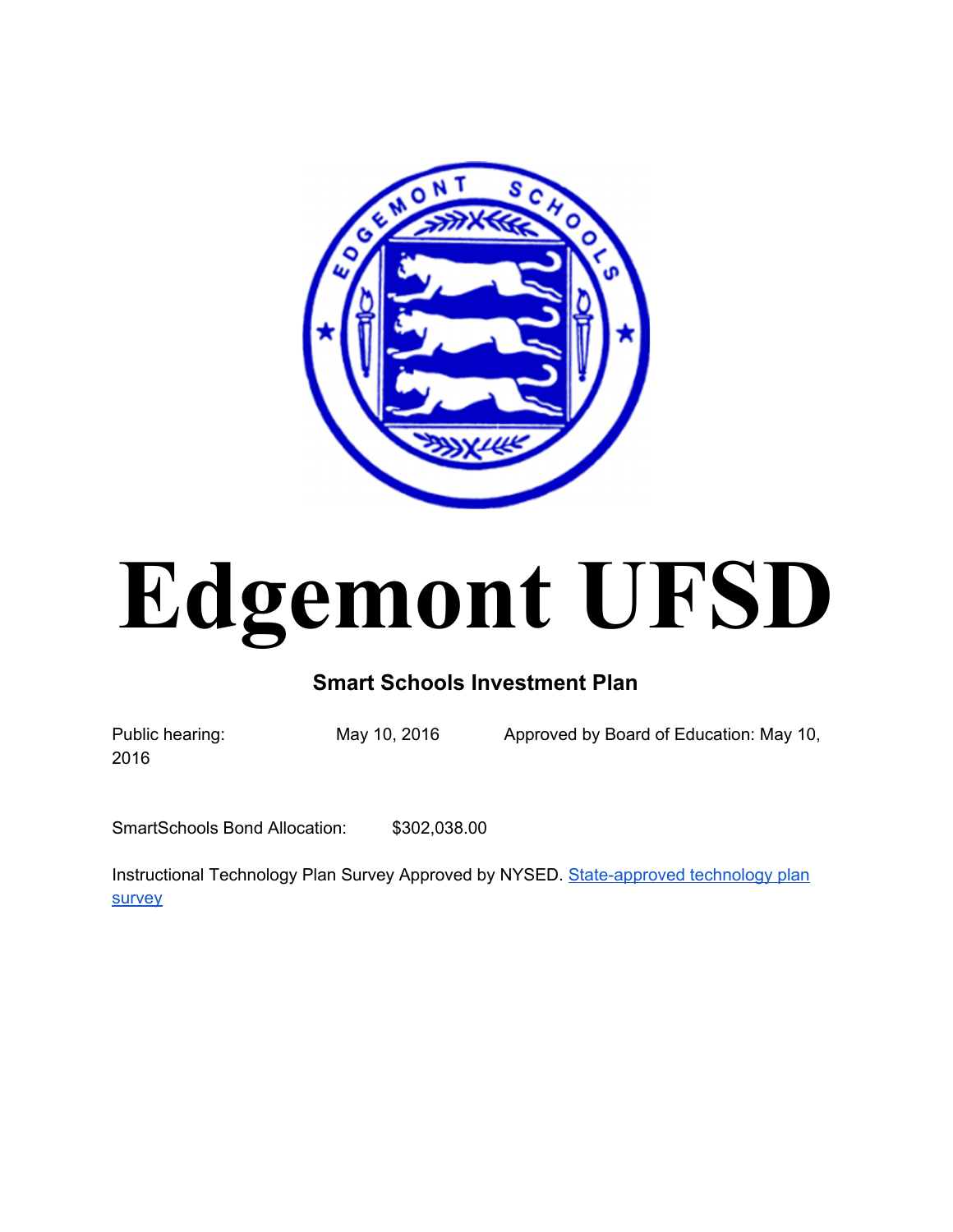# Edgemont UFSD

## Smart Schools Investment Plan

Public hearing: May 10, 2016 Approved by Board of Education: May 10, 2016

SmartSchools Bond Allocation: $302,038.00

Instructional Technology Plan Survey Approved by NYSED. [State-approved technology plan survey]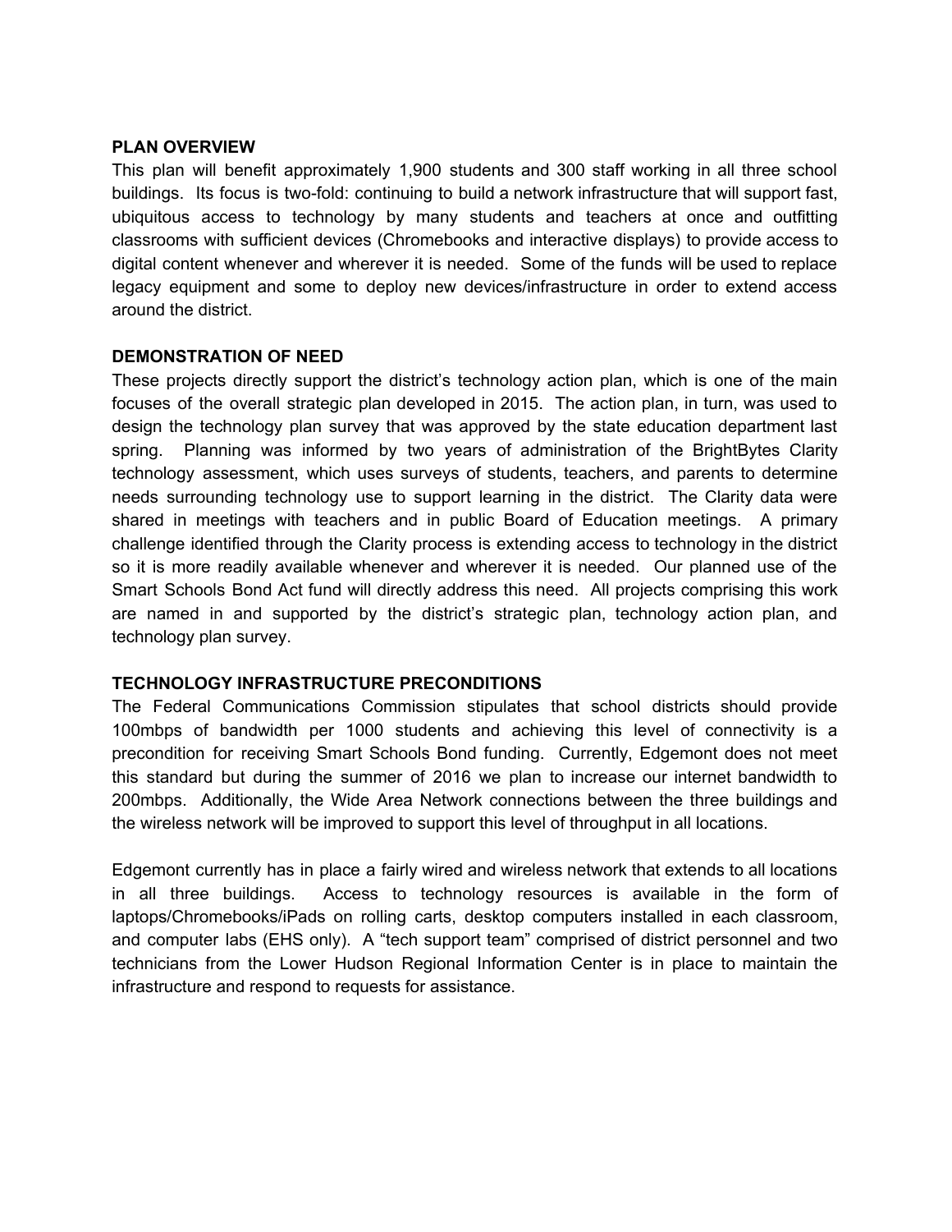## PLAN OVERVIEW

This plan will benefit approximately 1,900 students and 300 staff working in all three school buildings. Its focus is two-fold: continuing to build a network infrastructure that will support fast, ubiquitous access to technology by many students and teachers at once and outfitting classrooms with sufficient devices (Chromebooks and interactive displays) to provide access to digital content whenever and wherever it is needed. Some of the funds will be used to replace legacy equipment and some to deploy new devices/infrastructure in order to extend access around the district.

## DEMONSTRATION OF NEED

These projects directly support the district's technology action plan, which is one of the main focuses of the overall strategic plan developed in 2015. The action plan, in turn, was used to design the technology plan survey that was approved by the state education department last spring. Planning was informed by two years of administration of the BrightBytes Clarity technology assessment, which uses surveys of students, teachers, and parents to determine needs surrounding technology use to support learning in the district. The Clarity data were shared in meetings with teachers and in public Board of Education meetings. A primary challenge identified through the Clarity process is extending access to technology in the district so it is more readily available whenever and wherever it is needed. Our planned use of the Smart Schools Bond Act fund will directly address this need. All projects comprising this work are named in and supported by the district's strategic plan, technology action plan, and technology plan survey.

## TECHNOLOGY INFRASTRUCTURE PRECONDITIONS

The Federal Communications Commission stipulates that school districts should provide 100mbps of bandwidth per 1000 students and achieving this level of connectivity is a precondition for receiving Smart Schools Bond funding. Currently, Edgemont does not meet this standard but during the summer of 2016 we plan to increase our internet bandwidth to 200mbps. Additionally, the Wide Area Network connections between the three buildings and the wireless network will be improved to support this level of throughput in all locations.

Edgemont currently has in place a fairly wired and wireless network that extends to all locations in all three buildings. Access to technology resources is available in the form of laptops/Chromebooks/iPads on rolling carts, desktop computers installed in each classroom, and computer labs (EHS only). A "tech support team" comprised of district personnel and two technicians from the Lower Hudson Regional Information Center is in place to maintain the infrastructure and respond to requests for assistance.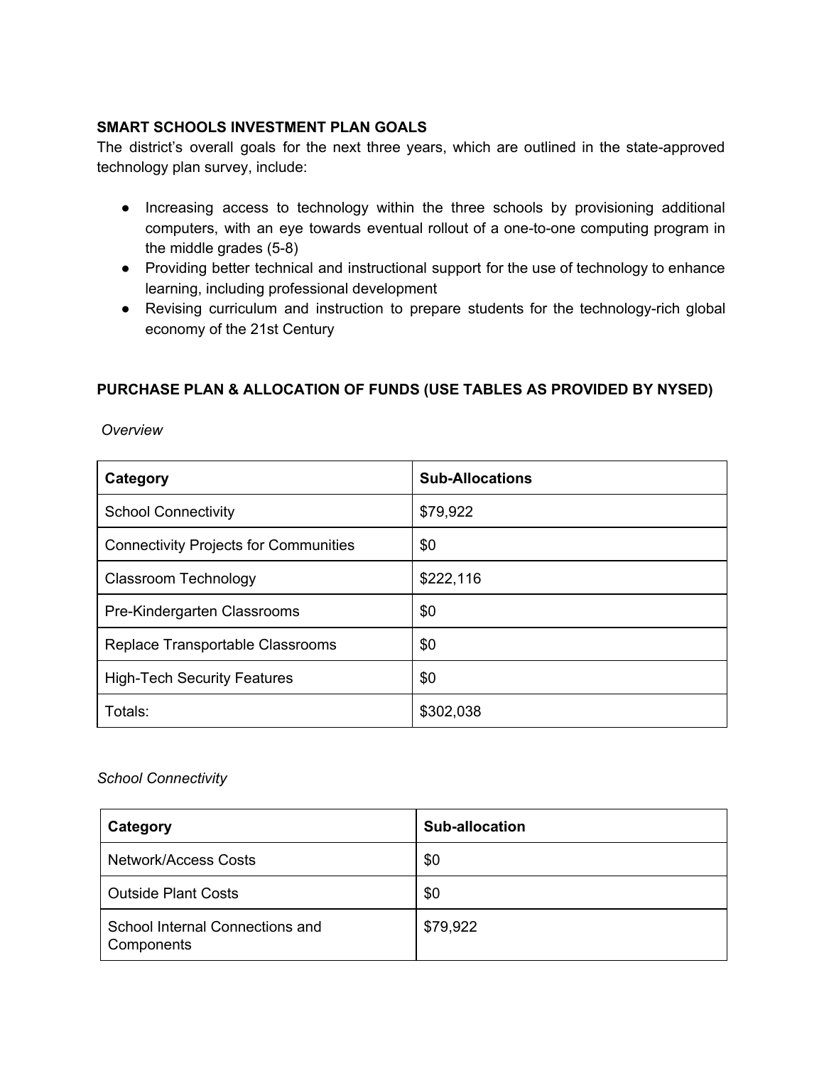**SMART SCHOOLS INVESTMENT PLAN GOALS**

The district's overall goals for the next three years, which are outlined in the state-approved technology plan survey, include:

- Increasing access to technology within the three schools by provisioning additional computers, with an eye towards eventual rollout of a one-to-one computing program in the middle grades (5-8)
- Providing better technical and instructional support for the use of technology to enhance learning, including professional development
- Revising curriculum and instruction to prepare students for the technology-rich global economy of the 21st Century

**PURCHASE PLAN & ALLOCATION OF FUNDS (USE TABLES AS PROVIDED BY NYSED)**

*Overview*

| **Category** | **Sub-Allocations** |
|---|---|
| School Connectivity | $79,922 |
| Connectivity Projects for Communities | $0 |
| Classroom Technology | $222,116 |
| Pre-Kindergarten Classrooms | $0 |
| Replace Transportable Classrooms | $0 |
| High-Tech Security Features | $0 |
| Totals: | $302,038 |

*School Connectivity*

| **Category** | **Sub-allocation** |
|---|---|
| Network/Access Costs | $0 |
| Outside Plant Costs | $0 |
| School Internal Connections and Components | $79,922 |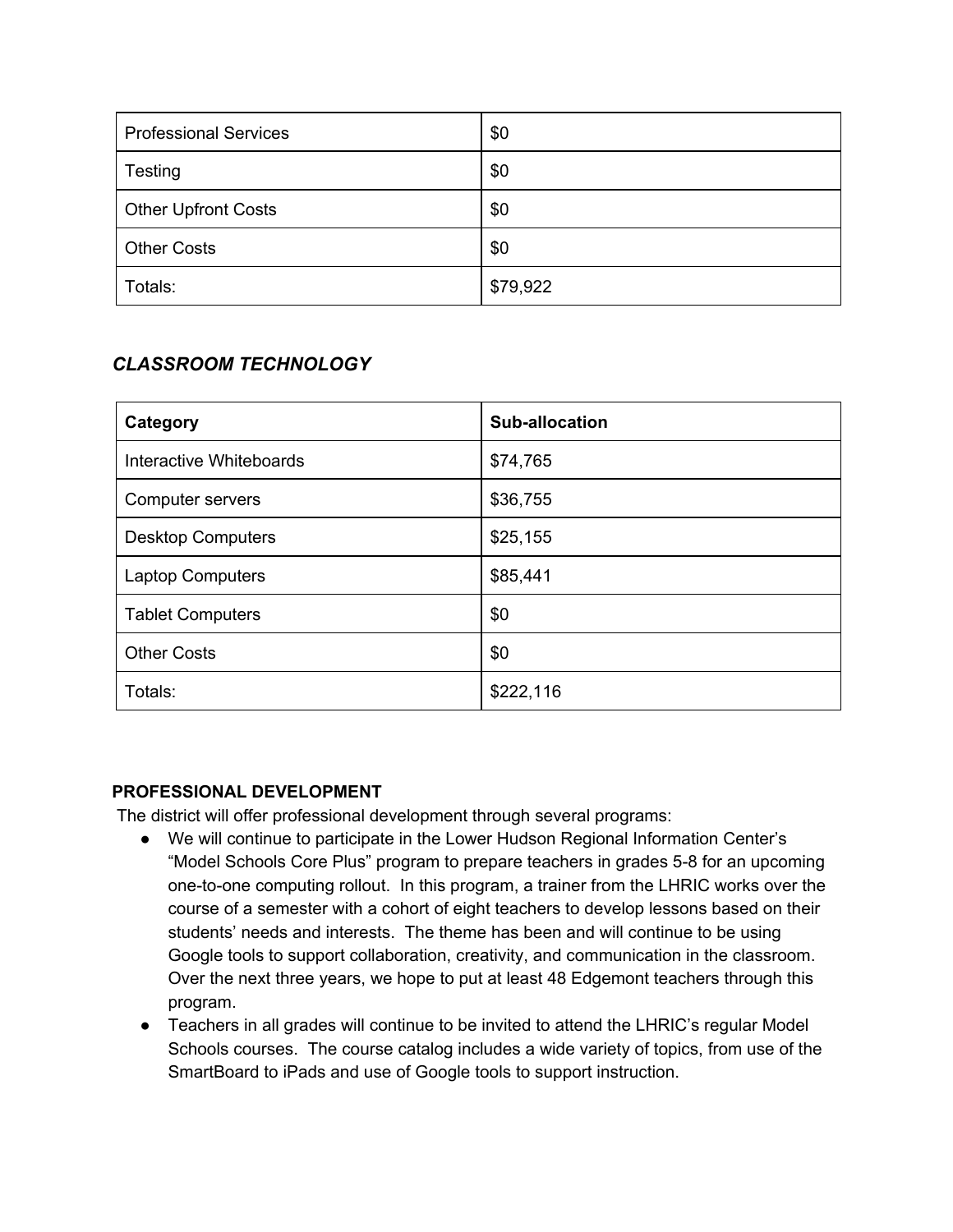| | |
|---|---|
| Professional Services | $0 |
| Testing | $0 |
| Other Upfront Costs | $0 |
| Other Costs | $0 |
| Totals: | $79,922 |

### *CLASSROOM TECHNOLOGY*

| Category | Sub-allocation |
|---|---|
| Interactive Whiteboards | $74,765 |
| Computer servers | $36,755 |
| Desktop Computers | $25,155 |
| Laptop Computers | $85,441 |
| Tablet Computers | $0 |
| Other Costs | $0 |
| Totals: | $222,116 |

### PROFESSIONAL DEVELOPMENT

The district will offer professional development through several programs:

- We will continue to participate in the Lower Hudson Regional Information Center's "Model Schools Core Plus" program to prepare teachers in grades 5-8 for an upcoming one-to-one computing rollout. In this program, a trainer from the LHRIC works over the course of a semester with a cohort of eight teachers to develop lessons based on their students' needs and interests. The theme has been and will continue to be using Google tools to support collaboration, creativity, and communication in the classroom. Over the next three years, we hope to put at least 48 Edgemont teachers through this program.
- Teachers in all grades will continue to be invited to attend the LHRIC's regular Model Schools courses. The course catalog includes a wide variety of topics, from use of the SmartBoard to iPads and use of Google tools to support instruction.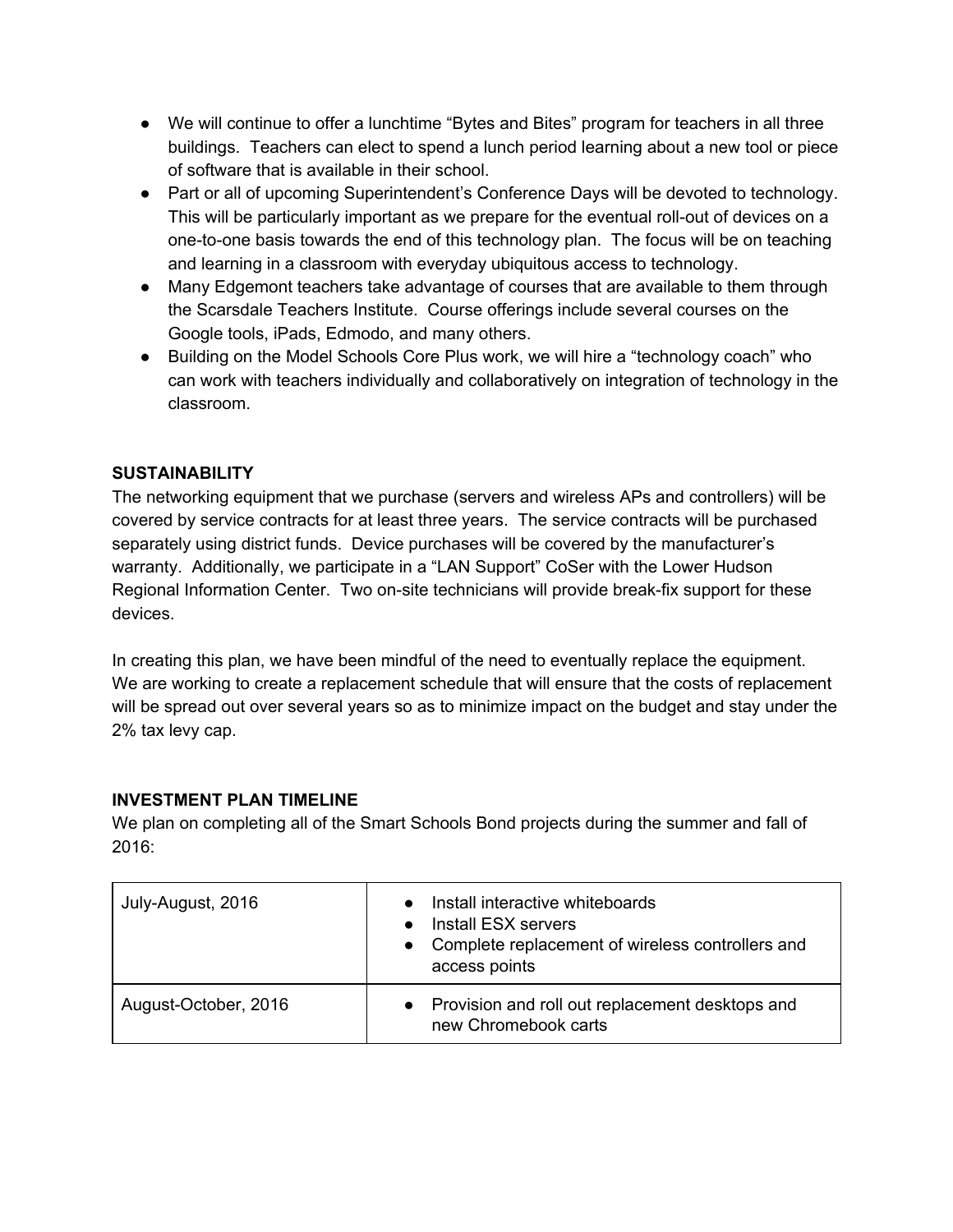- We will continue to offer a lunchtime “Bytes and Bites” program for teachers in all three buildings. Teachers can elect to spend a lunch period learning about a new tool or piece of software that is available in their school.
- Part or all of upcoming Superintendent’s Conference Days will be devoted to technology. This will be particularly important as we prepare for the eventual roll-out of devices on a one-to-one basis towards the end of this technology plan. The focus will be on teaching and learning in a classroom with everyday ubiquitous access to technology.
- Many Edgemont teachers take advantage of courses that are available to them through the Scarsdale Teachers Institute. Course offerings include several courses on the Google tools, iPads, Edmodo, and many others.
- Building on the Model Schools Core Plus work, we will hire a “technology coach” who can work with teachers individually and collaboratively on integration of technology in the classroom.

**SUSTAINABILITY**

The networking equipment that we purchase (servers and wireless APs and controllers) will be covered by service contracts for at least three years. The service contracts will be purchased separately using district funds. Device purchases will be covered by the manufacturer’s warranty. Additionally, we participate in a “LAN Support” CoSer with the Lower Hudson Regional Information Center. Two on-site technicians will provide break-fix support for these devices.

In creating this plan, we have been mindful of the need to eventually replace the equipment. We are working to create a replacement schedule that will ensure that the costs of replacement will be spread out over several years so as to minimize impact on the budget and stay under the 2% tax levy cap.

**INVESTMENT PLAN TIMELINE**

We plan on completing all of the Smart Schools Bond projects during the summer and fall of 2016:

| | |
|---|---|
| July-August, 2016 | • Install interactive whiteboards<br>• Install ESX servers<br>• Complete replacement of wireless controllers and access points |
| August-October, 2016 | • Provision and roll out replacement desktops and new Chromebook carts |